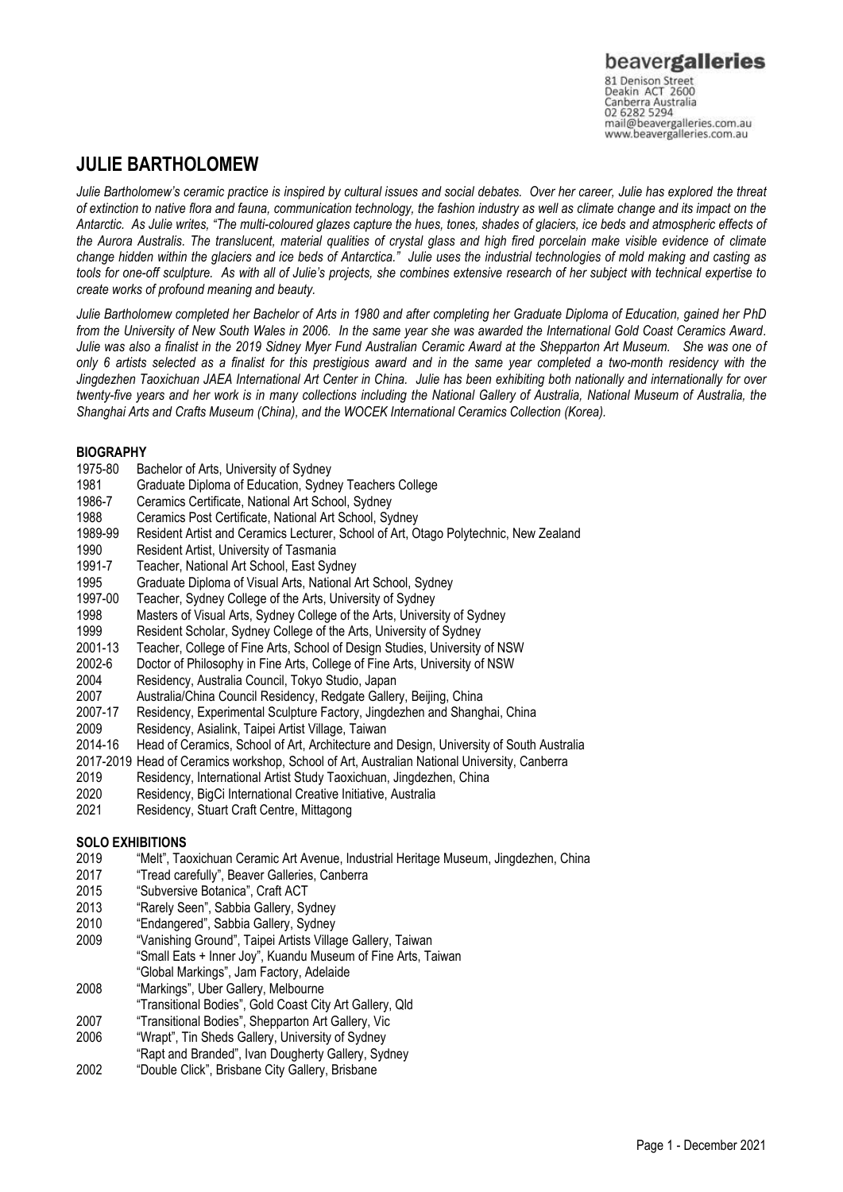beavergalleries
81 Denison Street
Deakin ACT 2600
Canberra Australia
02 6282 5294
mail@beavergalleries.com.au
www.beavergalleries.com.au

# JULIE BARTHOLOMEW

*Julie Bartholomew's ceramic practice is inspired by cultural issues and social debates. Over her career, Julie has explored the threat of extinction to native flora and fauna, communication technology, the fashion industry as well as climate change and its impact on the Antarctic. As Julie writes, "The multi-coloured glazes capture the hues, tones, shades of glaciers, ice beds and atmospheric effects of the Aurora Australis. The translucent, material qualities of crystal glass and high fired porcelain make visible evidence of climate change hidden within the glaciers and ice beds of Antarctica." Julie uses the industrial technologies of mold making and casting as tools for one-off sculpture. As with all of Julie's projects, she combines extensive research of her subject with technical expertise to create works of profound meaning and beauty.*

*Julie Bartholomew completed her Bachelor of Arts in 1980 and after completing her Graduate Diploma of Education, gained her PhD from the University of New South Wales in 2006. In the same year she was awarded the International Gold Coast Ceramics Award. Julie was also a finalist in the 2019 Sidney Myer Fund Australian Ceramic Award at the Shepparton Art Museum. She was one of only 6 artists selected as a finalist for this prestigious award and in the same year completed a two-month residency with the Jingdezhen Taoxichuan JAEA International Art Center in China. Julie has been exhibiting both nationally and internationally for over twenty-five years and her work is in many collections including the National Gallery of Australia, National Museum of Australia, the Shanghai Arts and Crafts Museum (China), and the WOCEK International Ceramics Collection (Korea).*

## BIOGRAPHY

- 1975-80 Bachelor of Arts, University of Sydney
- 1981 Graduate Diploma of Education, Sydney Teachers College
- 1986-7 Ceramics Certificate, National Art School, Sydney
- 1988 Ceramics Post Certificate, National Art School, Sydney
- 1989-99 Resident Artist and Ceramics Lecturer, School of Art, Otago Polytechnic, New Zealand
- 1990 Resident Artist, University of Tasmania
- 1991-7 Teacher, National Art School, East Sydney
- 1995 Graduate Diploma of Visual Arts, National Art School, Sydney
- 1997-00 Teacher, Sydney College of the Arts, University of Sydney
- 1998 Masters of Visual Arts, Sydney College of the Arts, University of Sydney
- 1999 Resident Scholar, Sydney College of the Arts, University of Sydney
- 2001-13 Teacher, College of Fine Arts, School of Design Studies, University of NSW
- 2002-6 Doctor of Philosophy in Fine Arts, College of Fine Arts, University of NSW
- 2004 Residency, Australia Council, Tokyo Studio, Japan
- 2007 Australia/China Council Residency, Redgate Gallery, Beijing, China
- 2007-17 Residency, Experimental Sculpture Factory, Jingdezhen and Shanghai, China
- 2009 Residency, Asialink, Taipei Artist Village, Taiwan
- 2014-16 Head of Ceramics, School of Art, Architecture and Design, University of South Australia
- 2017-2019 Head of Ceramics workshop, School of Art, Australian National University, Canberra
- 2019 Residency, International Artist Study Taoxichuan, Jingdezhen, China
- 2020 Residency, BigCi International Creative Initiative, Australia
- 2021 Residency, Stuart Craft Centre, Mittagong

## SOLO EXHIBITIONS

- 2019 "Melt", Taoxichuan Ceramic Art Avenue, Industrial Heritage Museum, Jingdezhen, China
- 2017 "Tread carefully", Beaver Galleries, Canberra
- 2015 "Subversive Botanica", Craft ACT
- 2013 "Rarely Seen", Sabbia Gallery, Sydney
- 2010 "Endangered", Sabbia Gallery, Sydney
- 2009 "Vanishing Ground", Taipei Artists Village Gallery, Taiwan
  - "Small Eats + Inner Joy", Kuandu Museum of Fine Arts, Taiwan
  - "Global Markings", Jam Factory, Adelaide
- 2008 "Markings", Uber Gallery, Melbourne
  - "Transitional Bodies", Gold Coast City Art Gallery, Qld
- 2007 "Transitional Bodies", Shepparton Art Gallery, Vic
- 2006 "Wrapt", Tin Sheds Gallery, University of Sydney
  - "Rapt and Branded", Ivan Dougherty Gallery, Sydney
- 2002 "Double Click", Brisbane City Gallery, Brisbane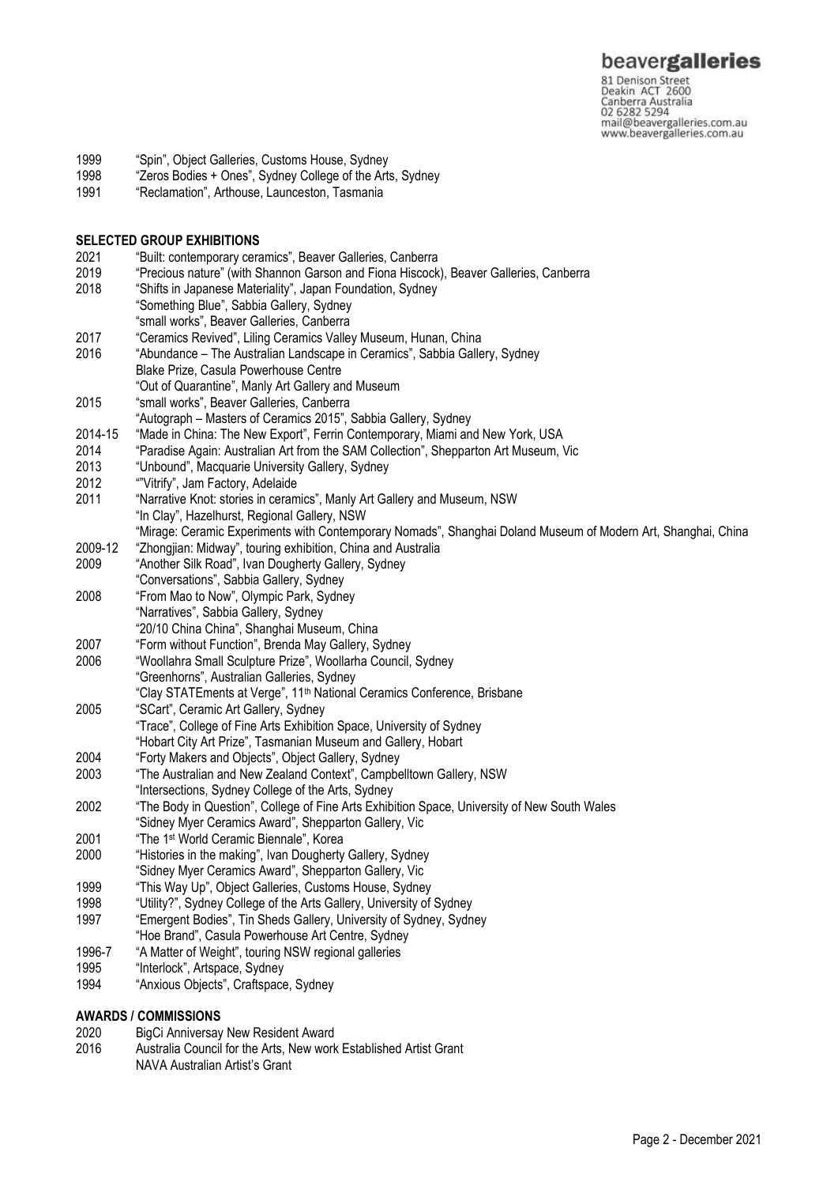1999 "Spin", Object Galleries, Customs House, Sydney
1998 "Zeros Bodies + Ones", Sydney College of the Arts, Sydney
1991 "Reclamation", Arthouse, Launceston, Tasmania

**SELECTED GROUP EXHIBITIONS**

2021 "Built: contemporary ceramics", Beaver Galleries, Canberra
2019 "Precious nature" (with Shannon Garson and Fiona Hiscock), Beaver Galleries, Canberra
2018 "Shifts in Japanese Materiality", Japan Foundation, Sydney
"Something Blue", Sabbia Gallery, Sydney
"small works", Beaver Galleries, Canberra
2017 "Ceramics Revived", Liling Ceramics Valley Museum, Hunan, China
2016 "Abundance – The Australian Landscape in Ceramics", Sabbia Gallery, Sydney
Blake Prize, Casula Powerhouse Centre
"Out of Quarantine", Manly Art Gallery and Museum
2015 "small works", Beaver Galleries, Canberra
"Autograph – Masters of Ceramics 2015", Sabbia Gallery, Sydney
2014-15 "Made in China: The New Export", Ferrin Contemporary, Miami and New York, USA
2014 "Paradise Again: Australian Art from the SAM Collection", Shepparton Art Museum, Vic
2013 "Unbound", Macquarie University Gallery, Sydney
2012 ""Vitrify", Jam Factory, Adelaide
2011 "Narrative Knot: stories in ceramics", Manly Art Gallery and Museum, NSW
"In Clay", Hazelhurst, Regional Gallery, NSW
"Mirage: Ceramic Experiments with Contemporary Nomads", Shanghai Doland Museum of Modern Art, Shanghai, China
2009-12 "Zhongjian: Midway", touring exhibition, China and Australia
2009 "Another Silk Road", Ivan Dougherty Gallery, Sydney
"Conversations", Sabbia Gallery, Sydney
2008 "From Mao to Now", Olympic Park, Sydney
"Narratives", Sabbia Gallery, Sydney
"20/10 China China", Shanghai Museum, China
2007 "Form without Function", Brenda May Gallery, Sydney
2006 "Woollahra Small Sculpture Prize", Woollarha Council, Sydney
"Greenhorns", Australian Galleries, Sydney
"Clay STATEments at Verge", 11th National Ceramics Conference, Brisbane
2005 "SCart", Ceramic Art Gallery, Sydney
"Trace", College of Fine Arts Exhibition Space, University of Sydney
"Hobart City Art Prize", Tasmanian Museum and Gallery, Hobart
2004 "Forty Makers and Objects", Object Gallery, Sydney
2003 "The Australian and New Zealand Context", Campbelltown Gallery, NSW
"Intersections, Sydney College of the Arts, Sydney
2002 "The Body in Question", College of Fine Arts Exhibition Space, University of New South Wales
"Sidney Myer Ceramics Award", Shepparton Gallery, Vic
2001 "The 1st World Ceramic Biennale", Korea
2000 "Histories in the making", Ivan Dougherty Gallery, Sydney
"Sidney Myer Ceramics Award", Shepparton Gallery, Vic
1999 "This Way Up", Object Galleries, Customs House, Sydney
1998 "Utility?", Sydney College of the Arts Gallery, University of Sydney
1997 "Emergent Bodies", Tin Sheds Gallery, University of Sydney, Sydney
"Hoe Brand", Casula Powerhouse Art Centre, Sydney
1996-7 "A Matter of Weight", touring NSW regional galleries
1995 "Interlock", Artspace, Sydney
1994 "Anxious Objects", Craftspace, Sydney

**AWARDS / COMMISSIONS**

2020 BigCi Anniversay New Resident Award
2016 Australia Council for the Arts, New work Established Artist Grant
NAVA Australian Artist's Grant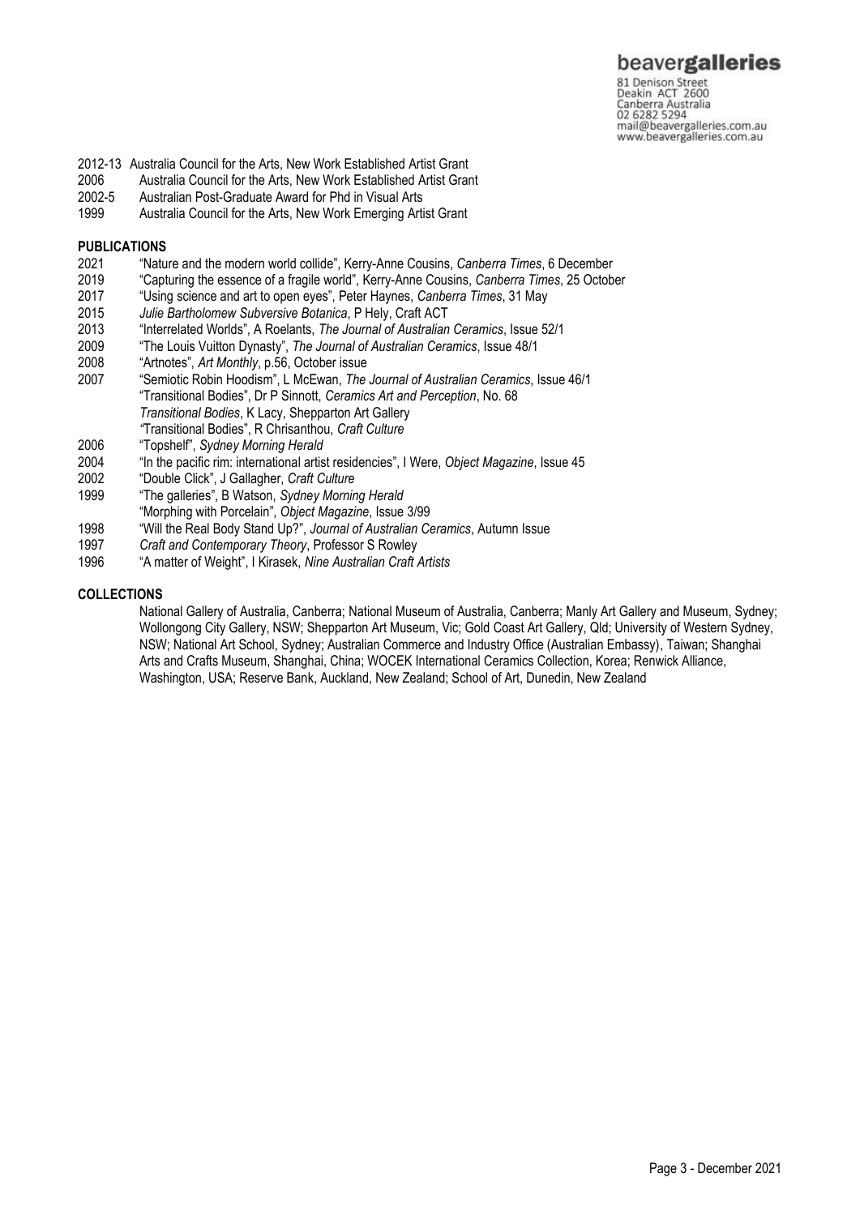2012-13 Australia Council for the Arts, New Work Established Artist Grant
2006 Australia Council for the Arts, New Work Established Artist Grant
2002-5 Australian Post-Graduate Award for Phd in Visual Arts
1999 Australia Council for the Arts, New Work Emerging Artist Grant

**PUBLICATIONS**

2021 "Nature and the modern world collide", Kerry-Anne Cousins, *Canberra Times*, 6 December
2019 "Capturing the essence of a fragile world", Kerry-Anne Cousins, *Canberra Times*, 25 October
2017 "Using science and art to open eyes", Peter Haynes, *Canberra Times*, 31 May
2015 *Julie Bartholomew Subversive Botanica*, P Hely, Craft ACT
2013 "Interrelated Worlds", A Roelants, *The Journal of Australian Ceramics*, Issue 52/1
2009 "The Louis Vuitton Dynasty", *The Journal of Australian Ceramics*, Issue 48/1
2008 "Artnotes", *Art Monthly*, p.56, October issue
2007 "Semiotic Robin Hoodism", L McEwan, *The Journal of Australian Ceramics*, Issue 46/1
"Transitional Bodies", Dr P Sinnott, *Ceramics Art and Perception*, No. 68
*Transitional Bodies*, K Lacy, Shepparton Art Gallery
"Transitional Bodies", R Chrisanthou, *Craft Culture*
2006 "Topshelf", *Sydney Morning Herald*
2004 "In the pacific rim: international artist residencies", I Were, *Object Magazine*, Issue 45
2002 "Double Click", J Gallagher, *Craft Culture*
1999 "The galleries", B Watson, *Sydney Morning Herald*
"Morphing with Porcelain", *Object Magazine*, Issue 3/99
1998 "Will the Real Body Stand Up?", *Journal of Australian Ceramics*, Autumn Issue
1997 *Craft and Contemporary Theory*, Professor S Rowley
1996 "A matter of Weight", I Kirasek, *Nine Australian Craft Artists*

**COLLECTIONS**

National Gallery of Australia, Canberra; National Museum of Australia, Canberra; Manly Art Gallery and Museum, Sydney; Wollongong City Gallery, NSW; Shepparton Art Museum, Vic; Gold Coast Art Gallery, Qld; University of Western Sydney, NSW; National Art School, Sydney; Australian Commerce and Industry Office (Australian Embassy), Taiwan; Shanghai Arts and Crafts Museum, Shanghai, China; WOCEK International Ceramics Collection, Korea; Renwick Alliance, Washington, USA; Reserve Bank, Auckland, New Zealand; School of Art, Dunedin, New Zealand